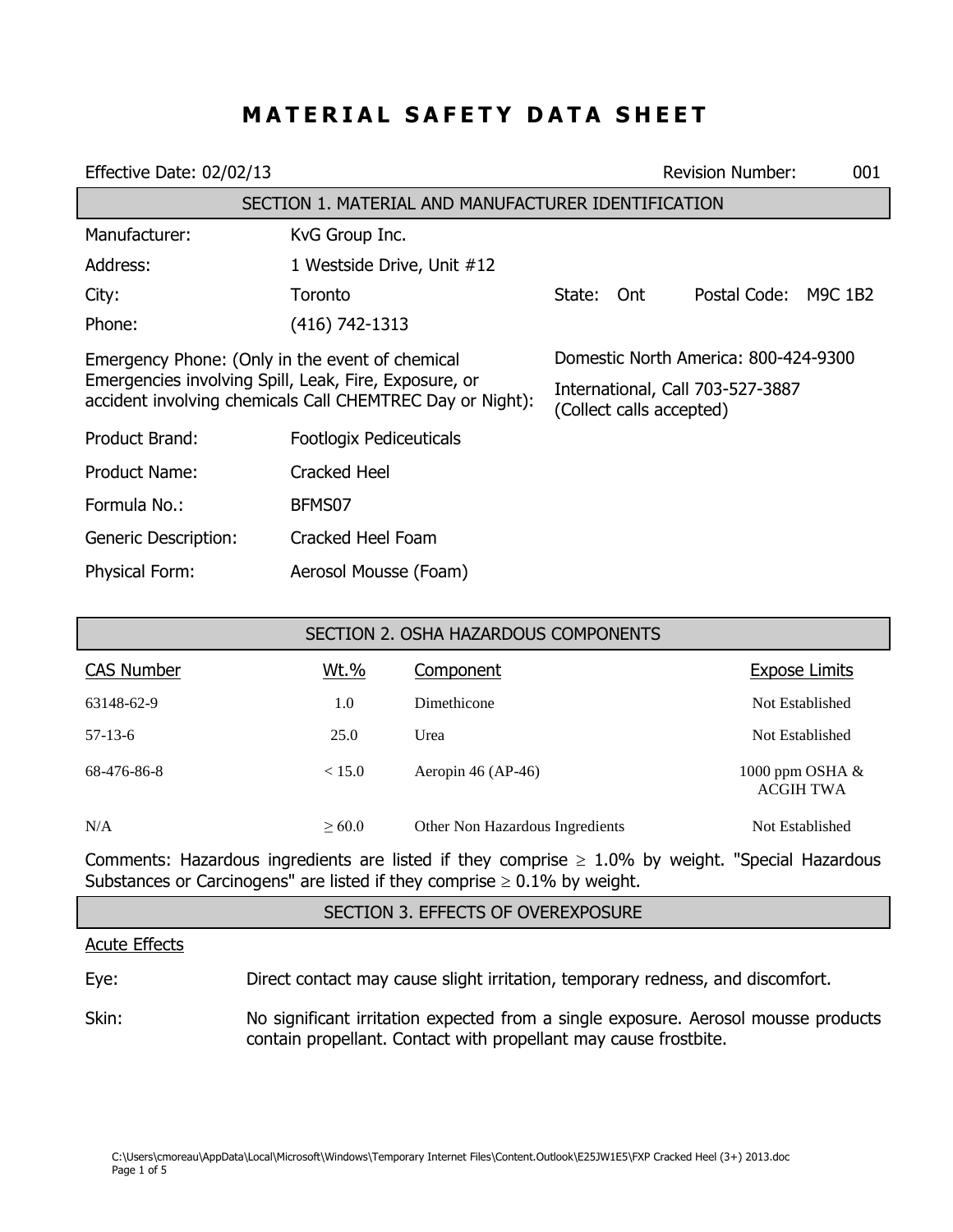# MATERIAL SAFETY DATA SHEET

Effective Date: 02/02/13 Revision Number: 001

## SECTION 1. MATERIAL AND MANUFACTURER IDENTIFICATION

| | |
|---|---|
| Manufacturer: | KvG Group Inc. |
| Address: | 1 Westside Drive, Unit #12 |
| City: | Toronto — State: Ont — Postal Code: M9C 1B2 |
| Phone: | (416) 742-1313 |

Emergency Phone: (Only in the event of chemical Emergencies involving Spill, Leak, Fire, Exposure, or accident involving chemicals Call CHEMTREC Day or Night):

Domestic North America: 800-424-9300

International, Call 703-527-3887 (Collect calls accepted)

| | |
|---|---|
| Product Brand: | Footlogix Pediceuticals |
| Product Name: | Cracked Heel |
| Formula No.: | BFMS07 |
| Generic Description: | Cracked Heel Foam |
| Physical Form: | Aerosol Mousse (Foam) |

## SECTION 2. OSHA HAZARDOUS COMPONENTS

| CAS Number | Wt.% | Component | Expose Limits |
|---|---|---|---|
| 63148-62-9 | 1.0 | Dimethicone | Not Established |
| 57-13-6 | 25.0 | Urea | Not Established |
| 68-476-86-8 | < 15.0 | Aeropin 46 (AP-46) | 1000 ppm OSHA & ACGIH TWA |
| N/A | ≥ 60.0 | Other Non Hazardous Ingredients | Not Established |

Comments: Hazardous ingredients are listed if they comprise ≥ 1.0% by weight. "Special Hazardous Substances or Carcinogens" are listed if they comprise ≥ 0.1% by weight.

## SECTION 3. EFFECTS OF OVEREXPOSURE

Acute Effects

Eye: Direct contact may cause slight irritation, temporary redness, and discomfort.

Skin: No significant irritation expected from a single exposure. Aerosol mousse products contain propellant. Contact with propellant may cause frostbite.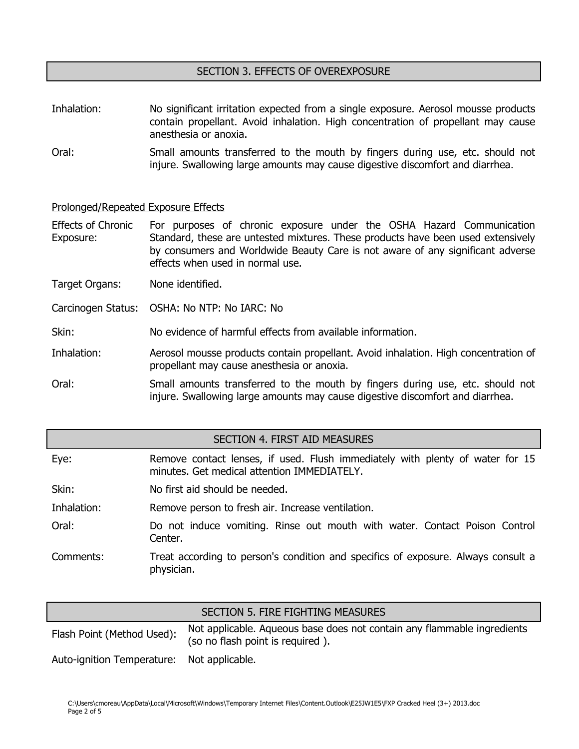## SECTION 3. EFFECTS OF OVEREXPOSURE

| | |
|---|---|
| Inhalation: | No significant irritation expected from a single exposure. Aerosol mousse products contain propellant. Avoid inhalation. High concentration of propellant may cause anesthesia or anoxia. |
| Oral: | Small amounts transferred to the mouth by fingers during use, etc. should not injure. Swallowing large amounts may cause digestive discomfort and diarrhea. |

<u>Prolonged/Repeated Exposure Effects</u>

| | |
|---|---|
| Effects of Chronic Exposure: | For purposes of chronic exposure under the OSHA Hazard Communication Standard, these are untested mixtures. These products have been used extensively by consumers and Worldwide Beauty Care is not aware of any significant adverse effects when used in normal use. |
| Target Organs: | None identified. |
| Carcinogen Status: | OSHA: No NTP: No IARC: No |
| Skin: | No evidence of harmful effects from available information. |
| Inhalation: | Aerosol mousse products contain propellant. Avoid inhalation. High concentration of propellant may cause anesthesia or anoxia. |
| Oral: | Small amounts transferred to the mouth by fingers during use, etc. should not injure. Swallowing large amounts may cause digestive discomfort and diarrhea. |

## SECTION 4. FIRST AID MEASURES

| | |
|---|---|
| Eye: | Remove contact lenses, if used. Flush immediately with plenty of water for 15 minutes. Get medical attention IMMEDIATELY. |
| Skin: | No first aid should be needed. |
| Inhalation: | Remove person to fresh air. Increase ventilation. |
| Oral: | Do not induce vomiting. Rinse out mouth with water. Contact Poison Control Center. |
| Comments: | Treat according to person's condition and specifics of exposure. Always consult a physician. |

## SECTION 5. FIRE FIGHTING MEASURES

| | |
|---|---|
| Flash Point (Method Used): | Not applicable. Aqueous base does not contain any flammable ingredients (so no flash point is required ). |
| Auto-ignition Temperature: | Not applicable. |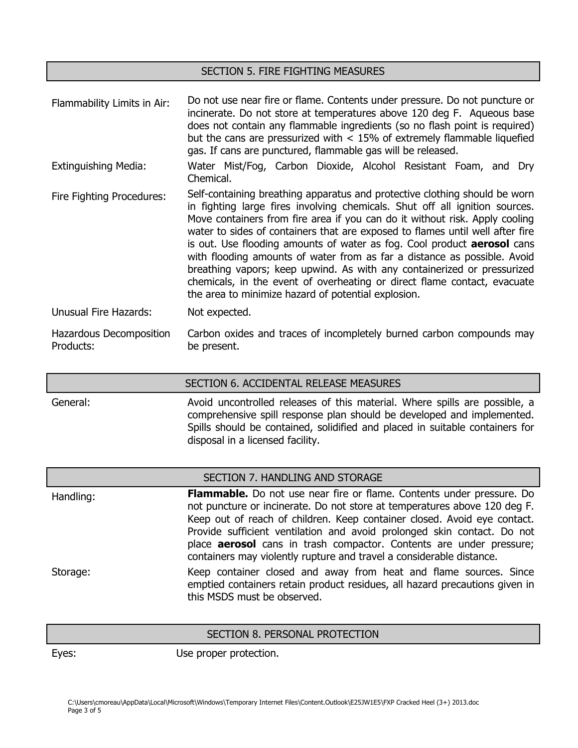## SECTION 5. FIRE FIGHTING MEASURES

**Flammability Limits in Air:** Do not use near fire or flame. Contents under pressure. Do not puncture or incinerate. Do not store at temperatures above 120 deg F. Aqueous base does not contain any flammable ingredients (so no flash point is required) but the cans are pressurized with < 15% of extremely flammable liquefied gas. If cans are punctured, flammable gas will be released.

**Extinguishing Media:** Water Mist/Fog, Carbon Dioxide, Alcohol Resistant Foam, and Dry Chemical.

**Fire Fighting Procedures:** Self-containing breathing apparatus and protective clothing should be worn in fighting large fires involving chemicals. Shut off all ignition sources. Move containers from fire area if you can do it without risk. Apply cooling water to sides of containers that are exposed to flames until well after fire is out. Use flooding amounts of water as fog. Cool product **aerosol** cans with flooding amounts of water from as far a distance as possible. Avoid breathing vapors; keep upwind. As with any containerized or pressurized chemicals, in the event of overheating or direct flame contact, evacuate the area to minimize hazard of potential explosion.

**Unusual Fire Hazards:** Not expected.

**Hazardous Decomposition Products:** Carbon oxides and traces of incompletely burned carbon compounds may be present.

## SECTION 6. ACCIDENTAL RELEASE MEASURES

**General:** Avoid uncontrolled releases of this material. Where spills are possible, a comprehensive spill response plan should be developed and implemented. Spills should be contained, solidified and placed in suitable containers for disposal in a licensed facility.

## SECTION 7. HANDLING AND STORAGE

**Handling:** **Flammable.** Do not use near fire or flame. Contents under pressure. Do not puncture or incinerate. Do not store at temperatures above 120 deg F. Keep out of reach of children. Keep container closed. Avoid eye contact. Provide sufficient ventilation and avoid prolonged skin contact. Do not place **aerosol** cans in trash compactor. Contents are under pressure; containers may violently rupture and travel a considerable distance.

**Storage:** Keep container closed and away from heat and flame sources. Since emptied containers retain product residues, all hazard precautions given in this MSDS must be observed.

## SECTION 8. PERSONAL PROTECTION

**Eyes:** Use proper protection.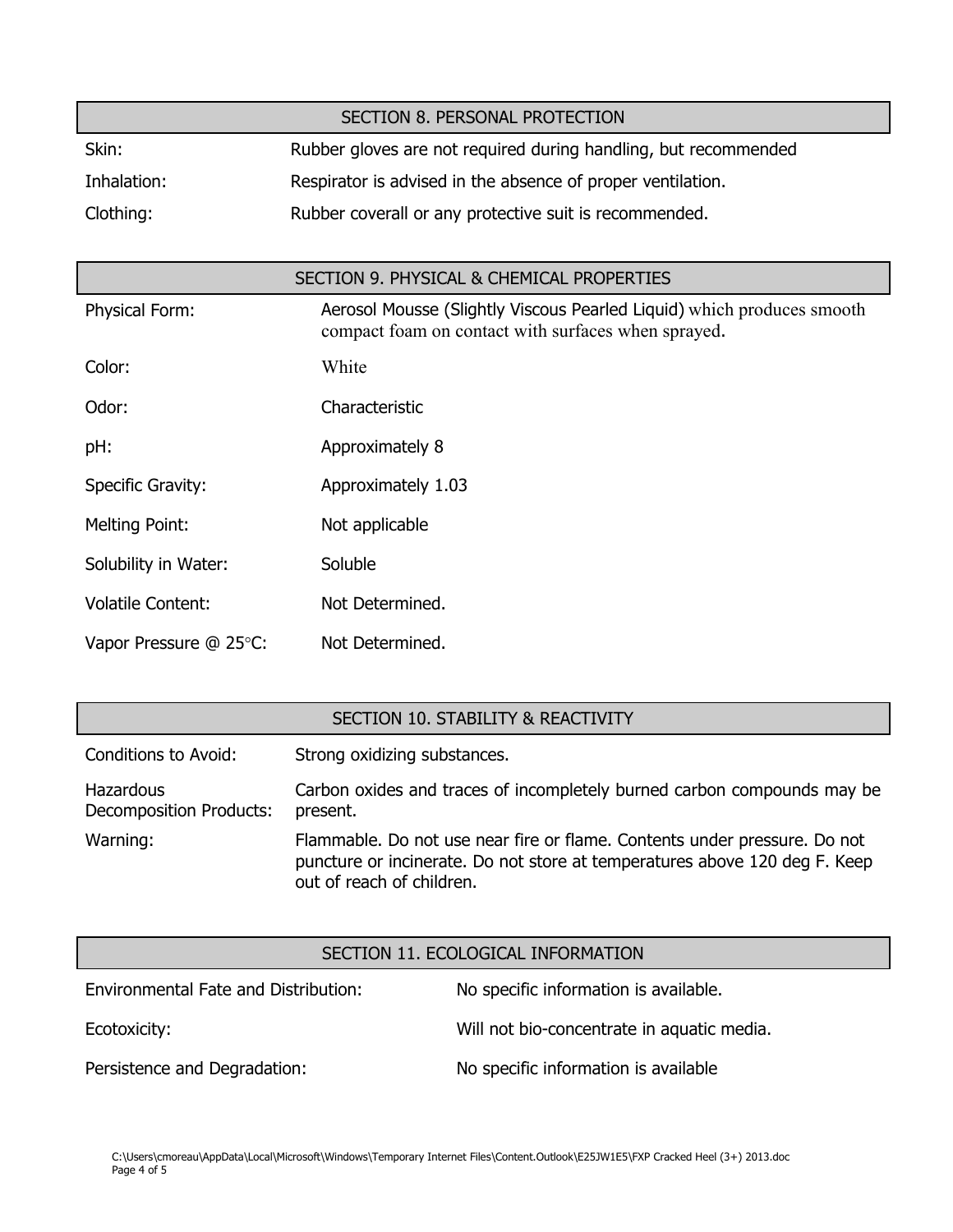## SECTION 8. PERSONAL PROTECTION

| | |
|---|---|
| Skin: | Rubber gloves are not required during handling, but recommended |
| Inhalation: | Respirator is advised in the absence of proper ventilation. |
| Clothing: | Rubber coverall or any protective suit is recommended. |

## SECTION 9. PHYSICAL & CHEMICAL PROPERTIES

| | |
|---|---|
| Physical Form: | Aerosol Mousse (Slightly Viscous Pearled Liquid) which produces smooth compact foam on contact with surfaces when sprayed. |
| Color: | White |
| Odor: | Characteristic |
| pH: | Approximately 8 |
| Specific Gravity: | Approximately 1.03 |
| Melting Point: | Not applicable |
| Solubility in Water: | Soluble |
| Volatile Content: | Not Determined. |
| Vapor Pressure @ 25°C: | Not Determined. |

## SECTION 10. STABILITY & REACTIVITY

| | |
|---|---|
| Conditions to Avoid: | Strong oxidizing substances. |
| Hazardous Decomposition Products: | Carbon oxides and traces of incompletely burned carbon compounds may be present. |
| Warning: | Flammable. Do not use near fire or flame. Contents under pressure. Do not puncture or incinerate. Do not store at temperatures above 120 deg F. Keep out of reach of children. |

## SECTION 11. ECOLOGICAL INFORMATION

| | |
|---|---|
| Environmental Fate and Distribution: | No specific information is available. |
| Ecotoxicity: | Will not bio-concentrate in aquatic media. |
| Persistence and Degradation: | No specific information is available |

C:\Users\cmoreau\AppData\Local\Microsoft\Windows\Temporary Internet Files\Content.Outlook\E25JW1E5\FXP Cracked Heel (3+) 2013.doc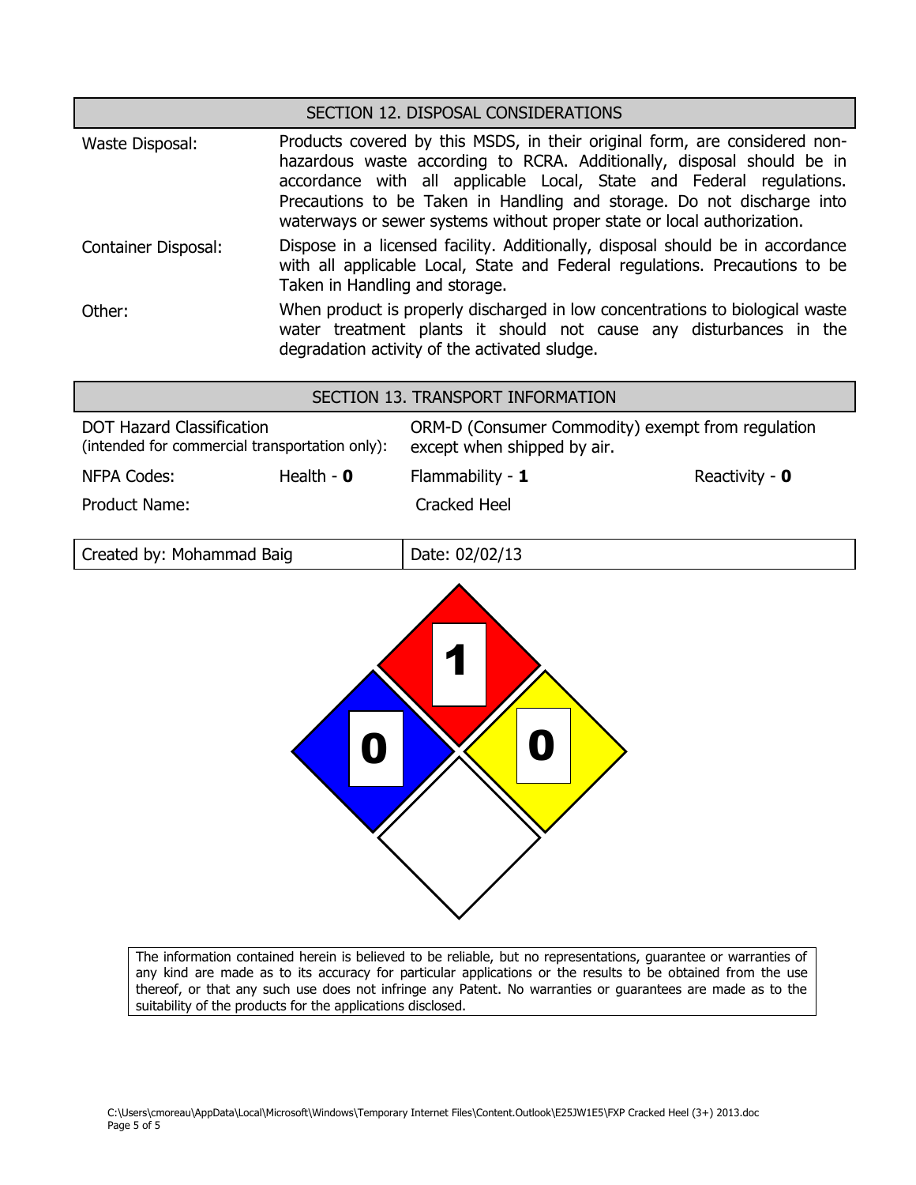## SECTION 12. DISPOSAL CONSIDERATIONS

| | |
|---|---|
| Waste Disposal: | Products covered by this MSDS, in their original form, are considered non-hazardous waste according to RCRA. Additionally, disposal should be in accordance with all applicable Local, State and Federal regulations. Precautions to be Taken in Handling and storage. Do not discharge into waterways or sewer systems without proper state or local authorization. |
| Container Disposal: | Dispose in a licensed facility. Additionally, disposal should be in accordance with all applicable Local, State and Federal regulations. Precautions to be Taken in Handling and storage. |
| Other: | When product is properly discharged in low concentrations to biological waste water treatment plants it should not cause any disturbances in the degradation activity of the activated sludge. |

## SECTION 13. TRANSPORT INFORMATION

| | | | |
|---|---|---|---|
| DOT Hazard Classification (intended for commercial transportation only): | | ORM-D (Consumer Commodity) exempt from regulation except when shipped by air. | |
| NFPA Codes: | Health - **0** | Flammability - **1** | Reactivity - **0** |
| Product Name: | | Cracked Heel | |

| | |
|---|---|
| Created by: Mohammad Baig | Date: 02/02/13 |

1

0

0

The information contained herein is believed to be reliable, but no representations, guarantee or warranties of any kind are made as to its accuracy for particular applications or the results to be obtained from the use thereof, or that any such use does not infringe any Patent. No warranties or guarantees are made as to the suitability of the products for the applications disclosed.

C:\Users\cmoreau\AppData\Local\Microsoft\Windows\Temporary Internet Files\Content.Outlook\E25JW1E5\FXP Cracked Heel (3+) 2013.doc